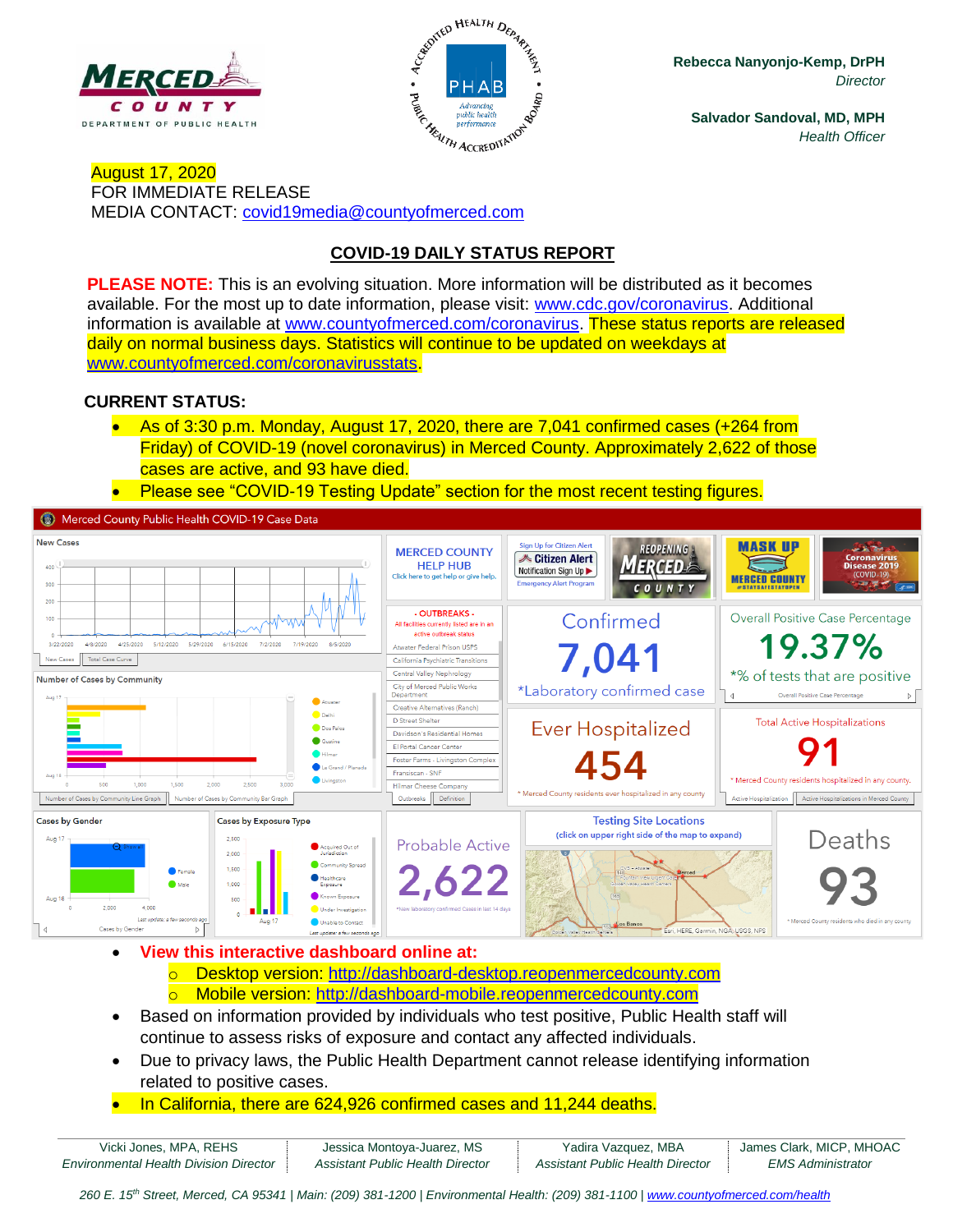**Rebecca Nanyonjo-Kemp, DrPH**
*Director*

**Salvador Sandoval, MD, MPH**
*Health Officer*

August 17, 2020
FOR IMMEDIATE RELEASE
MEDIA CONTACT: covid19media@countyofmerced.com

## COVID-19 DAILY STATUS REPORT

**PLEASE NOTE:** This is an evolving situation. More information will be distributed as it becomes available. For the most up to date information, please visit: www.cdc.gov/coronavirus. Additional information is available at www.countyofmerced.com/coronavirus. These status reports are released daily on normal business days. Statistics will continue to be updated on weekdays at www.countyofmerced.com/coronavirusstats.

**CURRENT STATUS:**

- As of 3:30 p.m. Monday, August 17, 2020, there are 7,041 confirmed cases (+264 from Friday) of COVID-19 (novel coronavirus) in Merced County. Approximately 2,622 of those cases are active, and 93 have died.
- Please see "COVID-19 Testing Update" section for the most recent testing figures.

Merced County Public Health COVID-19 Case Data

Confirmed: 7,041 (*Laboratory confirmed case)
Overall Positive Case Percentage: 19.37% (*% of tests that are positive)
Ever Hospitalized: 454 (* Merced County residents ever hospitalized in any county)
Total Active Hospitalizations: 91 (* Merced County residents hospitalized in any county.)
Probable Active: 2,622
Deaths: 93 (* Merced County residents who died in any county)

- OUTBREAKS - All facilities currently listed are in an active outbreak status: Atwater Federal Prison USPS; California Psychiatric Transitions; Central Valley Nephrology; City of Merced Public Works Department; Creative Alternatives (Ranch); D Street Shelter; Davidson's Residential Homes; El Portal Cancer Center; Foster Farms - Livingston Complex; Fransiscan - SNF; Hilmar Cheese Company

- **View this interactive dashboard online at:**
  - Desktop version: http://dashboard-desktop.reopenmercedcounty.com
  - Mobile version: http://dashboard-mobile.reopenmercedcounty.com
- Based on information provided by individuals who test positive, Public Health staff will continue to assess risks of exposure and contact any affected individuals.
- Due to privacy laws, the Public Health Department cannot release identifying information related to positive cases.
- In California, there are 624,926 confirmed cases and 11,244 deaths.

| Vicki Jones, MPA, REHS | Jessica Montoya-Juarez, MS | Yadira Vazquez, MBA | James Clark, MICP, MHOAC |
|---|---|---|---|
| *Environmental Health Division Director* | *Assistant Public Health Director* | *Assistant Public Health Director* | *EMS Administrator* |

*260 E. 15th Street, Merced, CA 95341 | Main: (209) 381-1200 | Environmental Health: (209) 381-1100 | www.countyofmerced.com/health*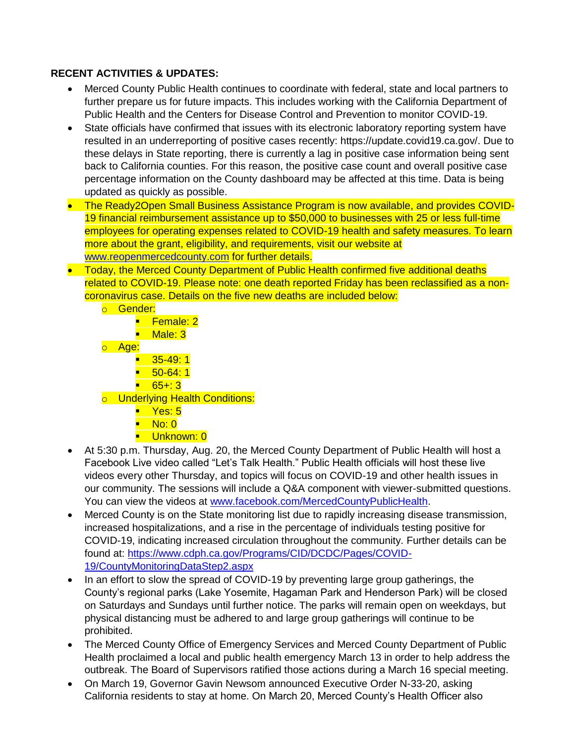**RECENT ACTIVITIES & UPDATES:**

- Merced County Public Health continues to coordinate with federal, state and local partners to further prepare us for future impacts. This includes working with the California Department of Public Health and the Centers for Disease Control and Prevention to monitor COVID-19.
- State officials have confirmed that issues with its electronic laboratory reporting system have resulted in an underreporting of positive cases recently: https://update.covid19.ca.gov/. Due to these delays in State reporting, there is currently a lag in positive case information being sent back to California counties. For this reason, the positive case count and overall positive case percentage information on the County dashboard may be affected at this time. Data is being updated as quickly as possible.
- The Ready2Open Small Business Assistance Program is now available, and provides COVID-19 financial reimbursement assistance up to $50,000 to businesses with 25 or less full-time employees for operating expenses related to COVID-19 health and safety measures. To learn more about the grant, eligibility, and requirements, visit our website at [www.reopenmercedcounty.com](www.reopenmercedcounty.com) for further details.
- Today, the Merced County Department of Public Health confirmed five additional deaths related to COVID-19. Please note: one death reported Friday has been reclassified as a non-coronavirus case. Details on the five new deaths are included below:
    - Gender:
        - Female: 2
        - Male: 3
    - Age:
        - 35-49: 1
        - 50-64: 1
        - 65+: 3
    - Underlying Health Conditions:
        - Yes: 5
        - No: 0
        - Unknown: 0
- At 5:30 p.m. Thursday, Aug. 20, the Merced County Department of Public Health will host a Facebook Live video called "Let's Talk Health." Public Health officials will host these live videos every other Thursday, and topics will focus on COVID-19 and other health issues in our community. The sessions will include a Q&A component with viewer-submitted questions. You can view the videos at [www.facebook.com/MercedCountyPublicHealth](www.facebook.com/MercedCountyPublicHealth).
- Merced County is on the State monitoring list due to rapidly increasing disease transmission, increased hospitalizations, and a rise in the percentage of individuals testing positive for COVID-19, indicating increased circulation throughout the community. Further details can be found at: [https://www.cdph.ca.gov/Programs/CID/DCDC/Pages/COVID-19/CountyMonitoringDataStep2.aspx](https://www.cdph.ca.gov/Programs/CID/DCDC/Pages/COVID-19/CountyMonitoringDataStep2.aspx)
- In an effort to slow the spread of COVID-19 by preventing large group gatherings, the County's regional parks (Lake Yosemite, Hagaman Park and Henderson Park) will be closed on Saturdays and Sundays until further notice. The parks will remain open on weekdays, but physical distancing must be adhered to and large group gatherings will continue to be prohibited.
- The Merced County Office of Emergency Services and Merced County Department of Public Health proclaimed a local and public health emergency March 13 in order to help address the outbreak. The Board of Supervisors ratified those actions during a March 16 special meeting.
- On March 19, Governor Gavin Newsom announced Executive Order N-33-20, asking California residents to stay at home. On March 20, Merced County's Health Officer also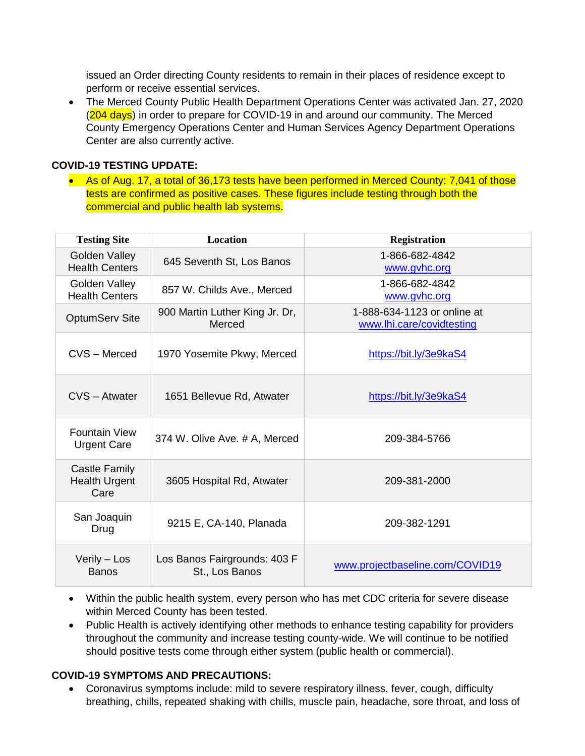issued an Order directing County residents to remain in their places of residence except to perform or receive essential services.

- The Merced County Public Health Department Operations Center was activated Jan. 27, 2020 (204 days) in order to prepare for COVID-19 in and around our community. The Merced County Emergency Operations Center and Human Services Agency Department Operations Center are also currently active.

**COVID-19 TESTING UPDATE:**

- As of Aug. 17, a total of 36,173 tests have been performed in Merced County: 7,041 of those tests are confirmed as positive cases. These figures include testing through both the commercial and public health lab systems.

| Testing Site | Location | Registration |
|---|---|---|
| Golden Valley Health Centers | 645 Seventh St, Los Banos | 1-866-682-4842 www.gvhc.org |
| Golden Valley Health Centers | 857 W. Childs Ave., Merced | 1-866-682-4842 www.gvhc.org |
| OptumServ Site | 900 Martin Luther King Jr. Dr, Merced | 1-888-634-1123 or online at www.lhi.care/covidtesting |
| CVS – Merced | 1970 Yosemite Pkwy, Merced | https://bit.ly/3e9kaS4 |
| CVS – Atwater | 1651 Bellevue Rd, Atwater | https://bit.ly/3e9kaS4 |
| Fountain View Urgent Care | 374 W. Olive Ave. # A, Merced | 209-384-5766 |
| Castle Family Health Urgent Care | 3605 Hospital Rd, Atwater | 209-381-2000 |
| San Joaquin Drug | 9215 E, CA-140, Planada | 209-382-1291 |
| Verily – Los Banos | Los Banos Fairgrounds: 403 F St., Los Banos | www.projectbaseline.com/COVID19 |

- Within the public health system, every person who has met CDC criteria for severe disease within Merced County has been tested.
- Public Health is actively identifying other methods to enhance testing capability for providers throughout the community and increase testing county-wide. We will continue to be notified should positive tests come through either system (public health or commercial).

**COVID-19 SYMPTOMS AND PRECAUTIONS:**

- Coronavirus symptoms include: mild to severe respiratory illness, fever, cough, difficulty breathing, chills, repeated shaking with chills, muscle pain, headache, sore throat, and loss of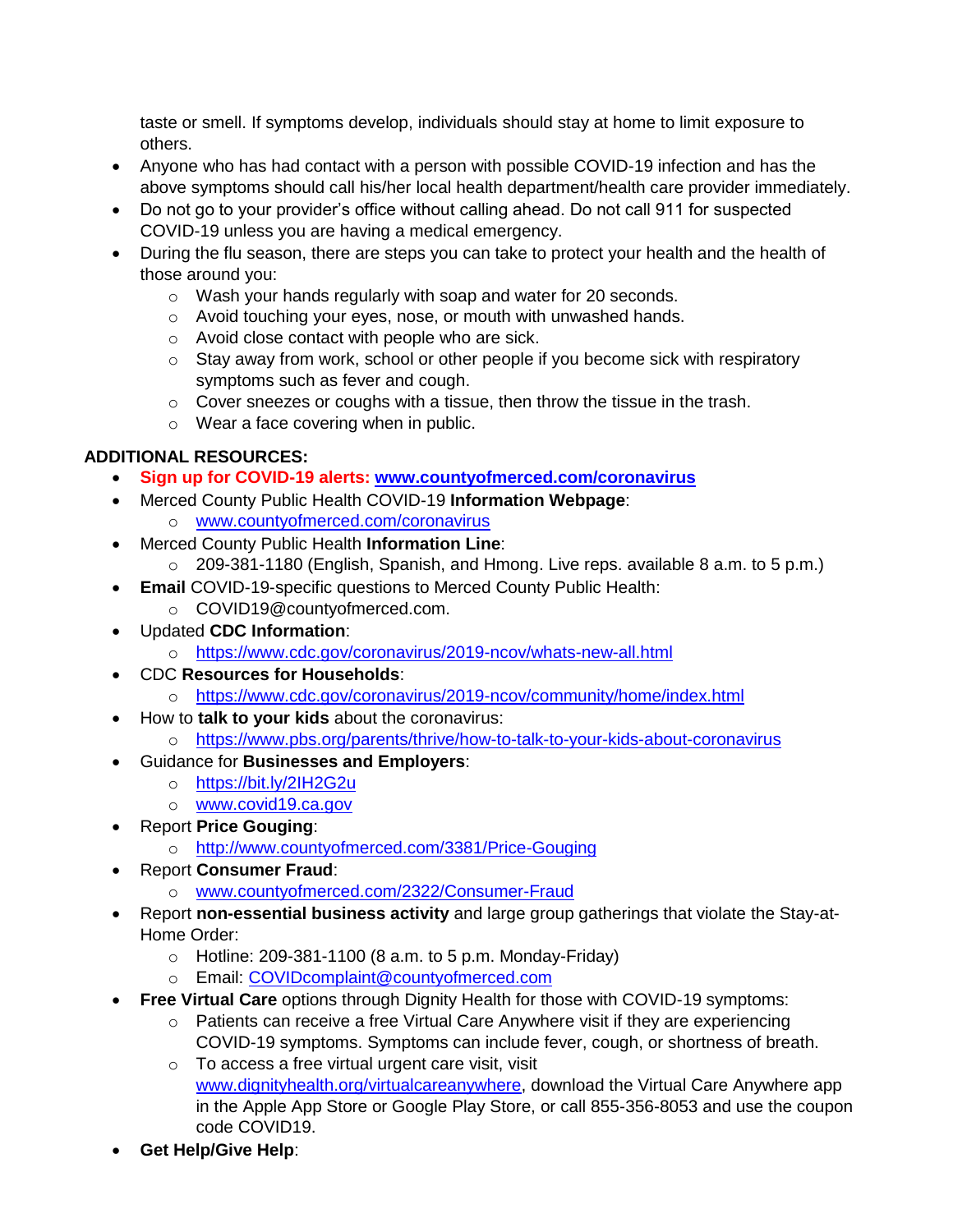taste or smell. If symptoms develop, individuals should stay at home to limit exposure to others.

- Anyone who has had contact with a person with possible COVID-19 infection and has the above symptoms should call his/her local health department/health care provider immediately.
- Do not go to your provider's office without calling ahead. Do not call 911 for suspected COVID-19 unless you are having a medical emergency.
- During the flu season, there are steps you can take to protect your health and the health of those around you:
  - Wash your hands regularly with soap and water for 20 seconds.
  - Avoid touching your eyes, nose, or mouth with unwashed hands.
  - Avoid close contact with people who are sick.
  - Stay away from work, school or other people if you become sick with respiratory symptoms such as fever and cough.
  - Cover sneezes or coughs with a tissue, then throw the tissue in the trash.
  - Wear a face covering when in public.

**ADDITIONAL RESOURCES:**

- **Sign up for COVID-19 alerts: [www.countyofmerced.com/coronavirus](www.countyofmerced.com/coronavirus)**
- Merced County Public Health COVID-19 **Information Webpage**:
  - [www.countyofmerced.com/coronavirus](www.countyofmerced.com/coronavirus)
- Merced County Public Health **Information Line**:
  - 209-381-1180 (English, Spanish, and Hmong. Live reps. available 8 a.m. to 5 p.m.)
- **Email** COVID-19-specific questions to Merced County Public Health:
  - COVID19@countyofmerced.com.
- Updated **CDC Information**:
  - [https://www.cdc.gov/coronavirus/2019-ncov/whats-new-all.html](https://www.cdc.gov/coronavirus/2019-ncov/whats-new-all.html)
- CDC **Resources for Households**:
  - [https://www.cdc.gov/coronavirus/2019-ncov/community/home/index.html](https://www.cdc.gov/coronavirus/2019-ncov/community/home/index.html)
- How to **talk to your kids** about the coronavirus:
  - [https://www.pbs.org/parents/thrive/how-to-talk-to-your-kids-about-coronavirus](https://www.pbs.org/parents/thrive/how-to-talk-to-your-kids-about-coronavirus)
- Guidance for **Businesses and Employers**:
  - [https://bit.ly/2IH2G2u](https://bit.ly/2IH2G2u)
  - [www.covid19.ca.gov](www.covid19.ca.gov)
- Report **Price Gouging**:
  - [http://www.countyofmerced.com/3381/Price-Gouging](http://www.countyofmerced.com/3381/Price-Gouging)
- Report **Consumer Fraud**:
  - [www.countyofmerced.com/2322/Consumer-Fraud](www.countyofmerced.com/2322/Consumer-Fraud)
- Report **non-essential business activity** and large group gatherings that violate the Stay-at-Home Order:
  - Hotline: 209-381-1100 (8 a.m. to 5 p.m. Monday-Friday)
  - Email: [COVIDcomplaint@countyofmerced.com](mailto:COVIDcomplaint@countyofmerced.com)
- **Free Virtual Care** options through Dignity Health for those with COVID-19 symptoms:
  - Patients can receive a free Virtual Care Anywhere visit if they are experiencing COVID-19 symptoms. Symptoms can include fever, cough, or shortness of breath.
  - To access a free virtual urgent care visit, visit [www.dignityhealth.org/virtualcareanywhere](www.dignityhealth.org/virtualcareanywhere), download the Virtual Care Anywhere app in the Apple App Store or Google Play Store, or call 855-356-8053 and use the coupon code COVID19.
- **Get Help/Give Help**: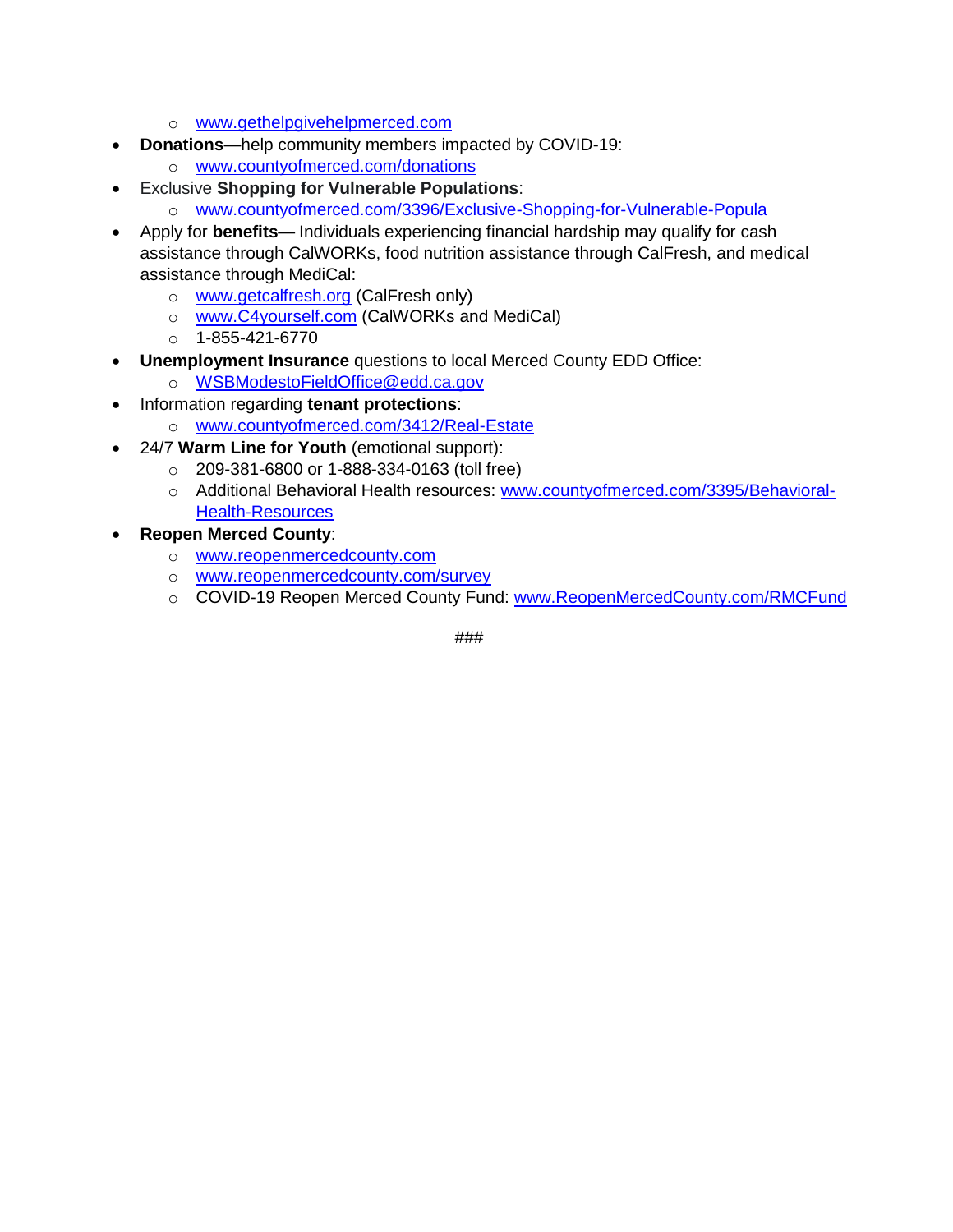- www.gethelpgivehelpmerced.com
- **Donations**—help community members impacted by COVID-19:
  - www.countyofmerced.com/donations
- Exclusive **Shopping for Vulnerable Populations**:
  - www.countyofmerced.com/3396/Exclusive-Shopping-for-Vulnerable-Popula
- Apply for **benefits**— Individuals experiencing financial hardship may qualify for cash assistance through CalWORKs, food nutrition assistance through CalFresh, and medical assistance through MediCal:
  - www.getcalfresh.org (CalFresh only)
  - www.C4yourself.com (CalWORKs and MediCal)
  - 1-855-421-6770
- **Unemployment Insurance** questions to local Merced County EDD Office:
  - WSBModestoFieldOffice@edd.ca.gov
- Information regarding **tenant protections**:
  - www.countyofmerced.com/3412/Real-Estate
- 24/7 **Warm Line for Youth** (emotional support):
  - 209-381-6800 or 1-888-334-0163 (toll free)
  - Additional Behavioral Health resources: www.countyofmerced.com/3395/Behavioral-Health-Resources
- **Reopen Merced County**:
  - www.reopenmercedcounty.com
  - www.reopenmercedcounty.com/survey
  - COVID-19 Reopen Merced County Fund: www.ReopenMercedCounty.com/RMCFund

###